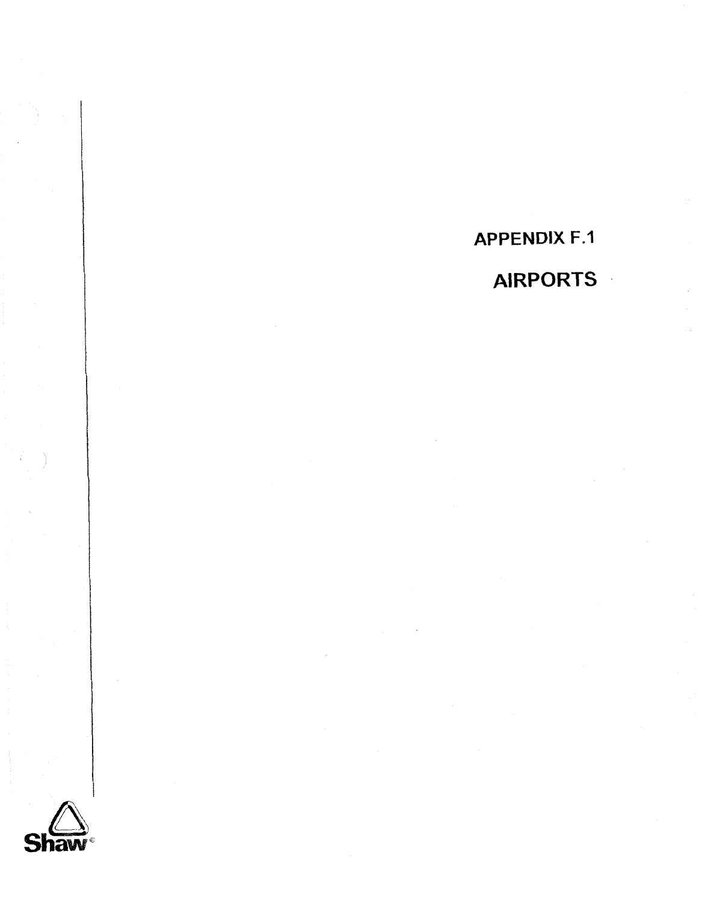# APPENDIX F.1

## AIRPORTS

Shaw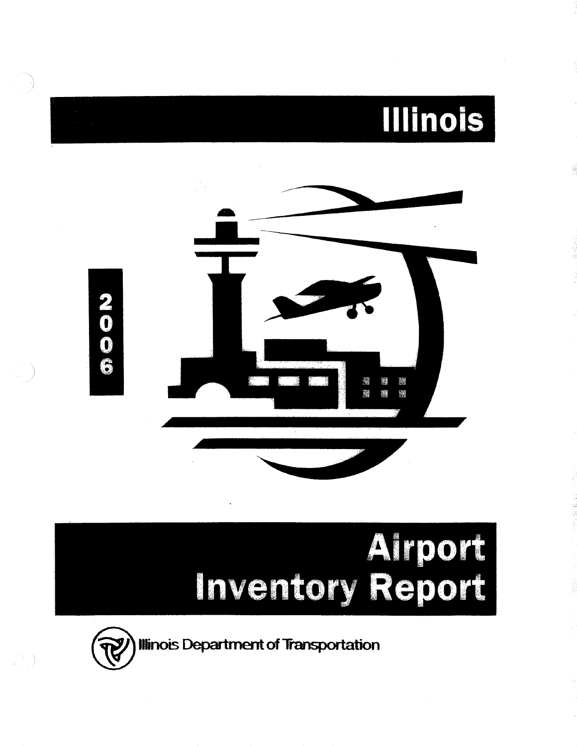# Illinois

2006

# Airport Inventory Report

Illinois Department of Transportation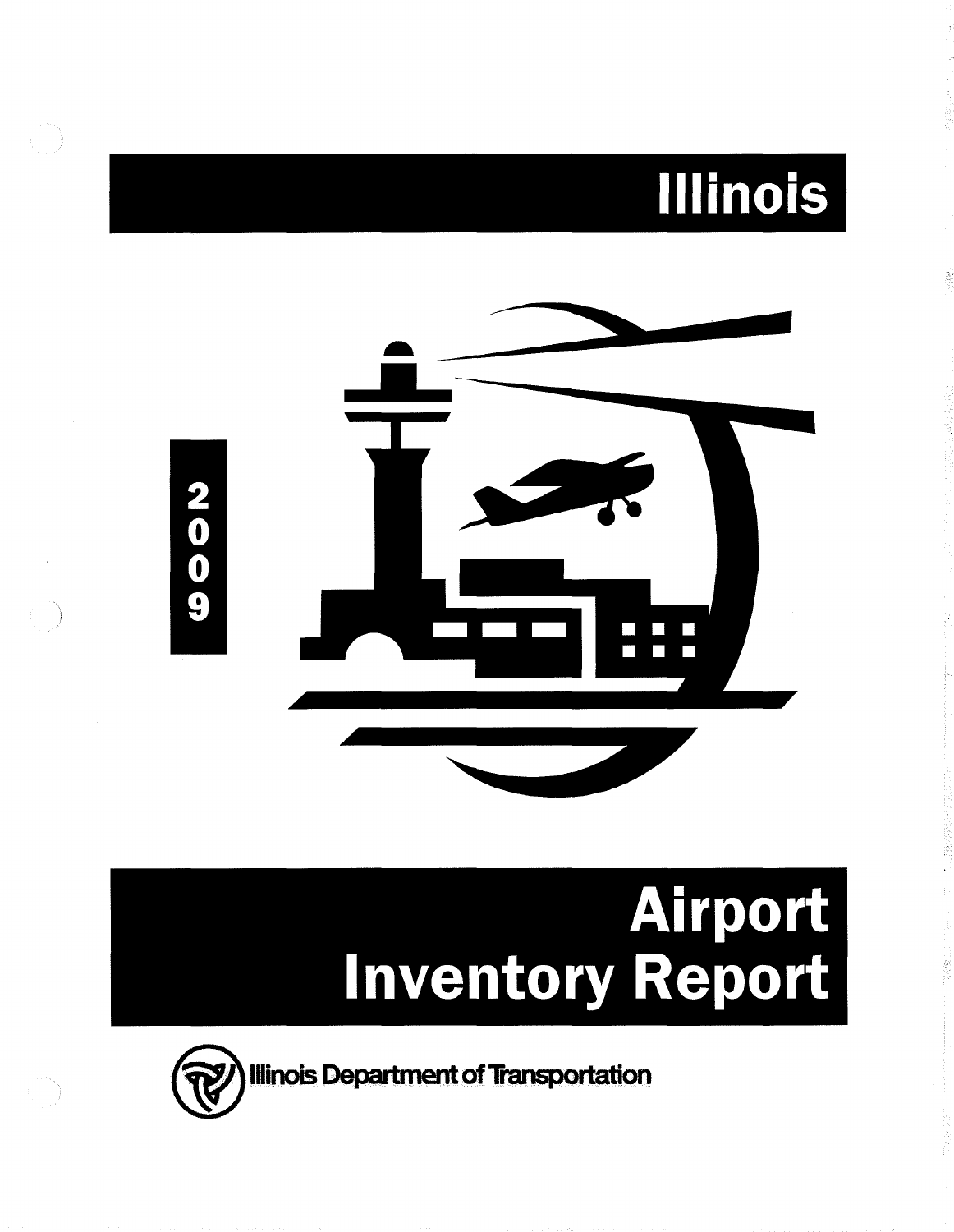# Illinois

2009

# Airport Inventory Report

Illinois Department of Transportation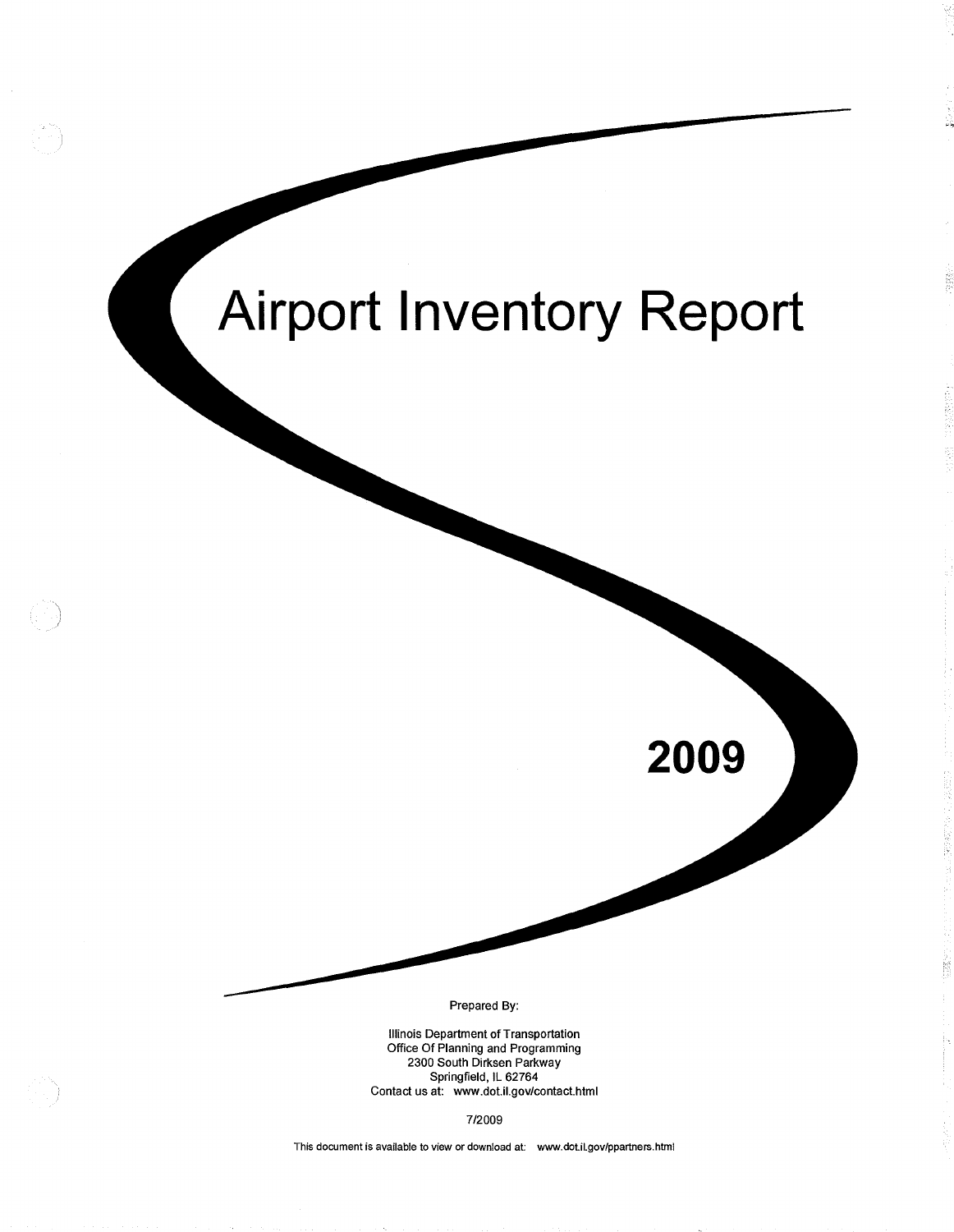# Airport Inventory Report

# 2009

Prepared By:

Illinois Department of Transportation
Office Of Planning and Programming
2300 South Dirksen Parkway
Springfield, IL 62764
Contact us at: www.dot.il.gov/contact.html

7/2009

This document is available to view or download at: www.dot.il.gov/ppartners.html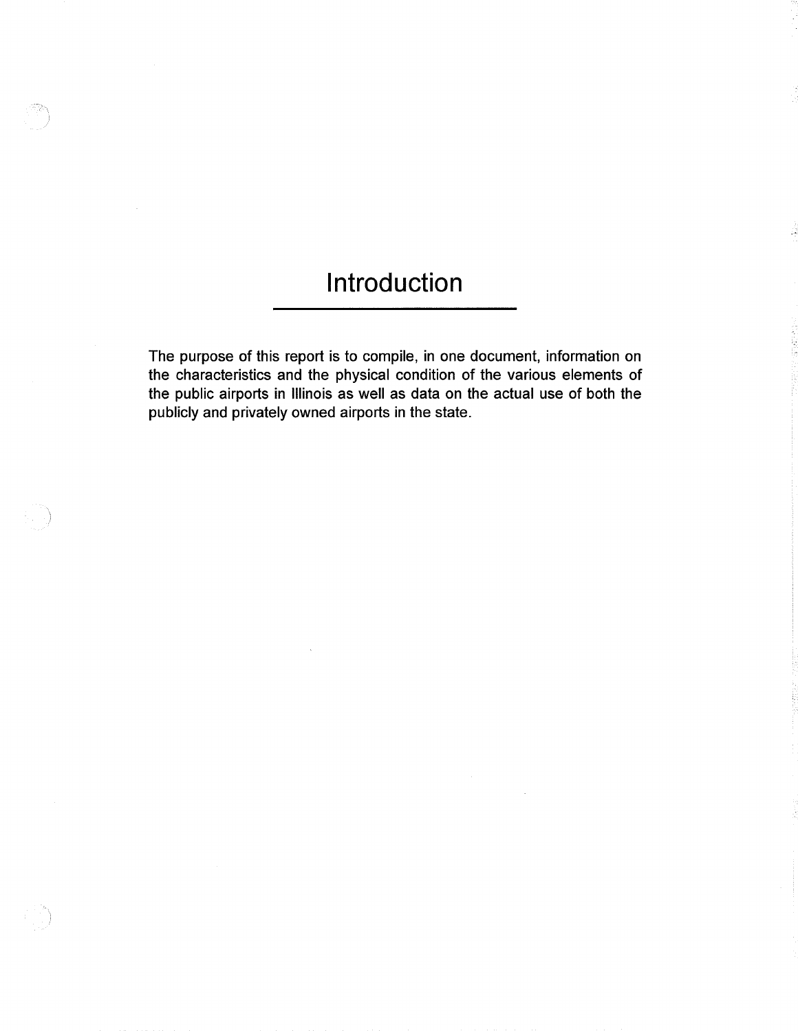# Introduction

The purpose of this report is to compile, in one document, information on the characteristics and the physical condition of the various elements of the public airports in Illinois as well as data on the actual use of both the publicly and privately owned airports in the state.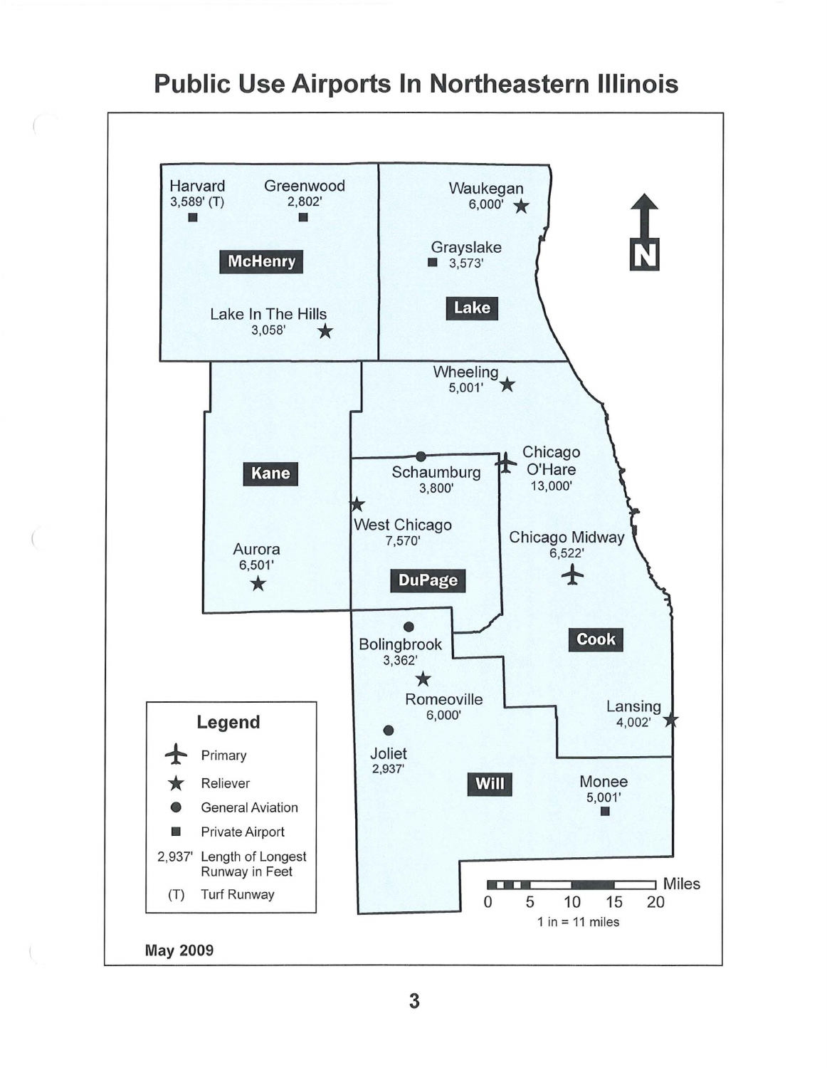# Public Use Airports In Northeastern Illinois

Harvard 3,589' (T)

Greenwood 2,802'

McHenry

Lake In The Hills 3,058'

Waukegan 6,000'

Grayslake 3,573'

Lake

Wheeling 5,001'

Kane

Schaumburg 3,800'

Chicago O'Hare 13,000'

West Chicago 7,570'

Chicago Midway 6,522'

Aurora 6,501'

DuPage

Cook

Bolingbrook 3,362'

Romeoville 6,000'

Lansing 4,002'

Joliet 2,937'

Will

Monee 5,001'

N

**Legend**

- Primary
- Reliever
- General Aviation
- Private Airport
- 2,937' Length of Longest Runway in Feet
- (T) Turf Runway

Miles 0 5 10 15 20

1 in = 11 miles

May 2009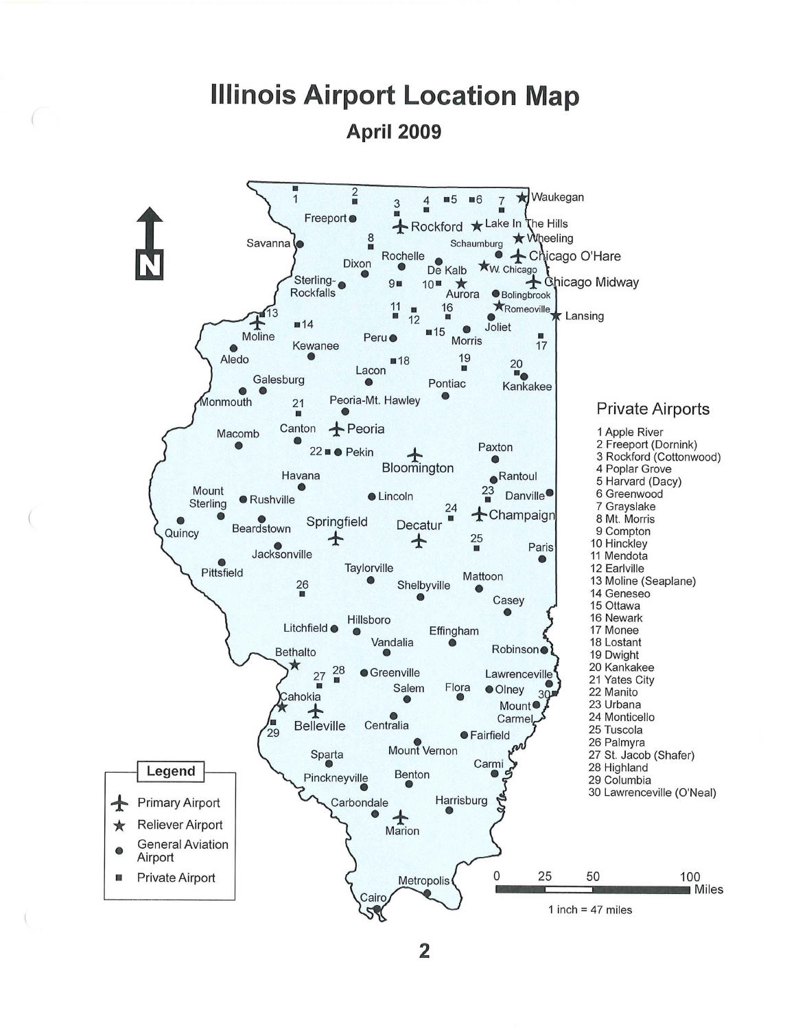# Illinois Airport Location Map

## April 2009

N

Waukegan
Lake In The Hills
Wheeling
Chicago O'Hare
W. Chicago
Chicago Midway
Bolingbrook
Romeoville
Lansing
Freeport
Rockford
Schaumburg
Savanna
Dixon
Rochelle
De Kalb
Aurora
Sterling-Rockfalls
Joliet
Moline
Peru
Morris
Kewanee
Aledo
Lacon
Kankakee
Galesburg
Pontiac
Monmouth
Peoria-Mt. Hawley
Macomb
Canton
Peoria
Pekin
Paxton
Bloomington
Havana
Rantoul
Mount Sterling
Rushville
Lincoln
Danville
Champaign
Quincy
Beardstown
Springfield
Decatur
Paris
Jacksonville
Pittsfield
Taylorville
Mattoon
Shelbyville
Casey
Hillsboro
Litchfield
Effingham
Vandalia
Robinson
Bethalto
Greenville
Lawrenceville
Salem
Flora
Olney
Cahokia
Mount Carmel
Belleville
Centralia
Fairfield
Mount Vernon
Sparta
Carmi
Pinckneyville
Benton
Carbondale
Harrisburg
Marion
Metropolis
Cairo

1 2 3 4 5 6 7 8 9 10 11 12 13 14 15 16 17 18 19 20 21 22 23 24 25 26 27 28 29 30

### Private Airports

1 Apple River
2 Freeport (Dornink)
3 Rockford (Cottonwood)
4 Poplar Grove
5 Harvard (Dacy)
6 Greenwood
7 Grayslake
8 Mt. Morris
9 Compton
10 Hinckley
11 Mendota
12 Earlville
13 Moline (Seaplane)
14 Geneseo
15 Ottawa
16 Newark
17 Monee
18 Lostant
19 Dwight
20 Kankakee
21 Yates City
22 Manito
23 Urbana
24 Monticello
25 Tuscola
26 Palmyra
27 St. Jacob (Shafer)
28 Highland
29 Columbia
30 Lawrenceville (O'Neal)

### Legend

Primary Airport
Reliever Airport
General Aviation Airport
Private Airport

0 25 50 100 Miles

1 inch = 47 miles